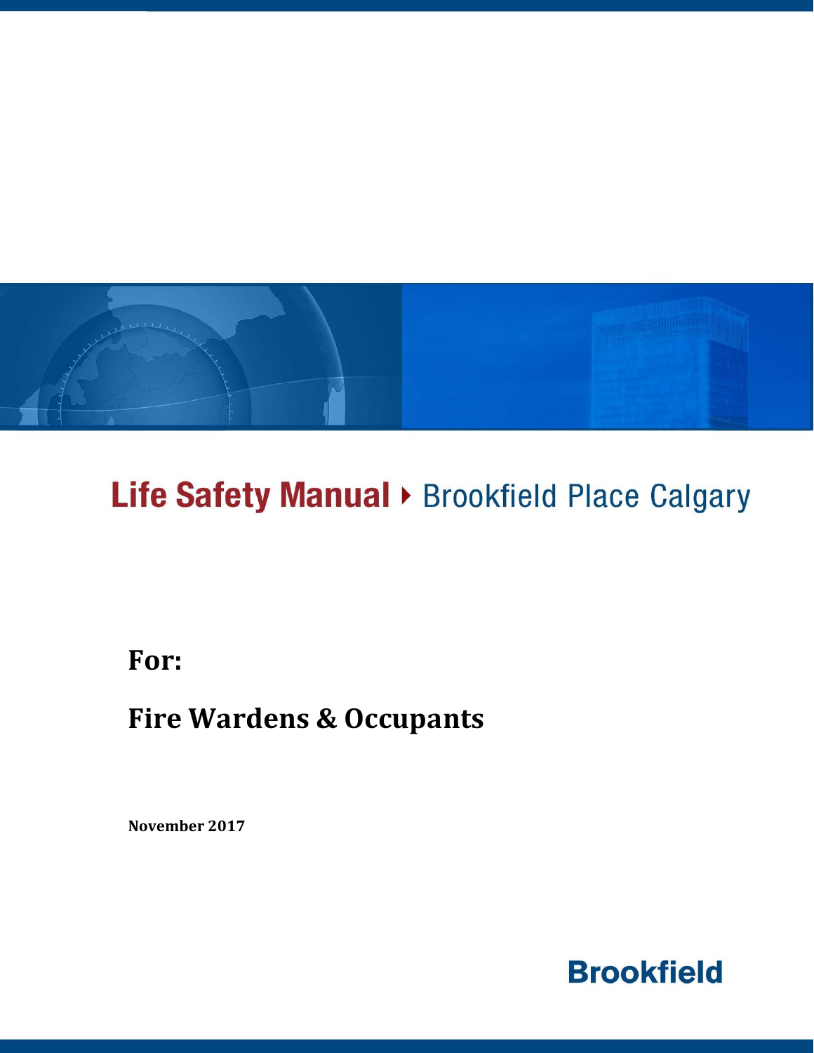# Life Safety Manual ▸ Brookfield Place Calgary

## For:

## Fire Wardens & Occupants

**November 2017**

**Brookfield**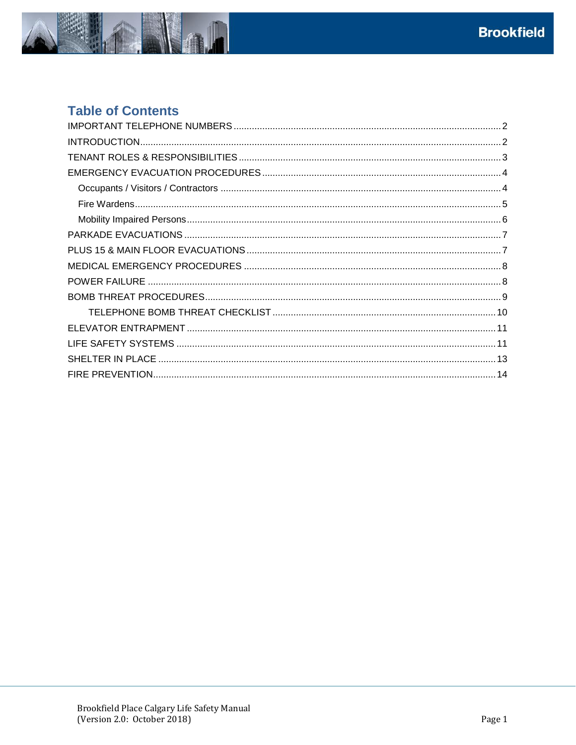## Table of Contents

IMPORTANT TELEPHONE NUMBERS ... 2
INTRODUCTION ... 2
TENANT ROLES & RESPONSIBILITIES ... 3
EMERGENCY EVACUATION PROCEDURES ... 4
- Occupants / Visitors / Contractors ... 4
- Fire Wardens ... 5
- Mobility Impaired Persons ... 6

PARKADE EVACUATIONS ... 7
PLUS 15 & MAIN FLOOR EVACUATIONS ... 7
MEDICAL EMERGENCY PROCEDURES ... 8
POWER FAILURE ... 8
BOMB THREAT PROCEDURES ... 9
- TELEPHONE BOMB THREAT CHECKLIST ... 10

ELEVATOR ENTRAPMENT ... 11
LIFE SAFETY SYSTEMS ... 11
SHELTER IN PLACE ... 13
FIRE PREVENTION ... 14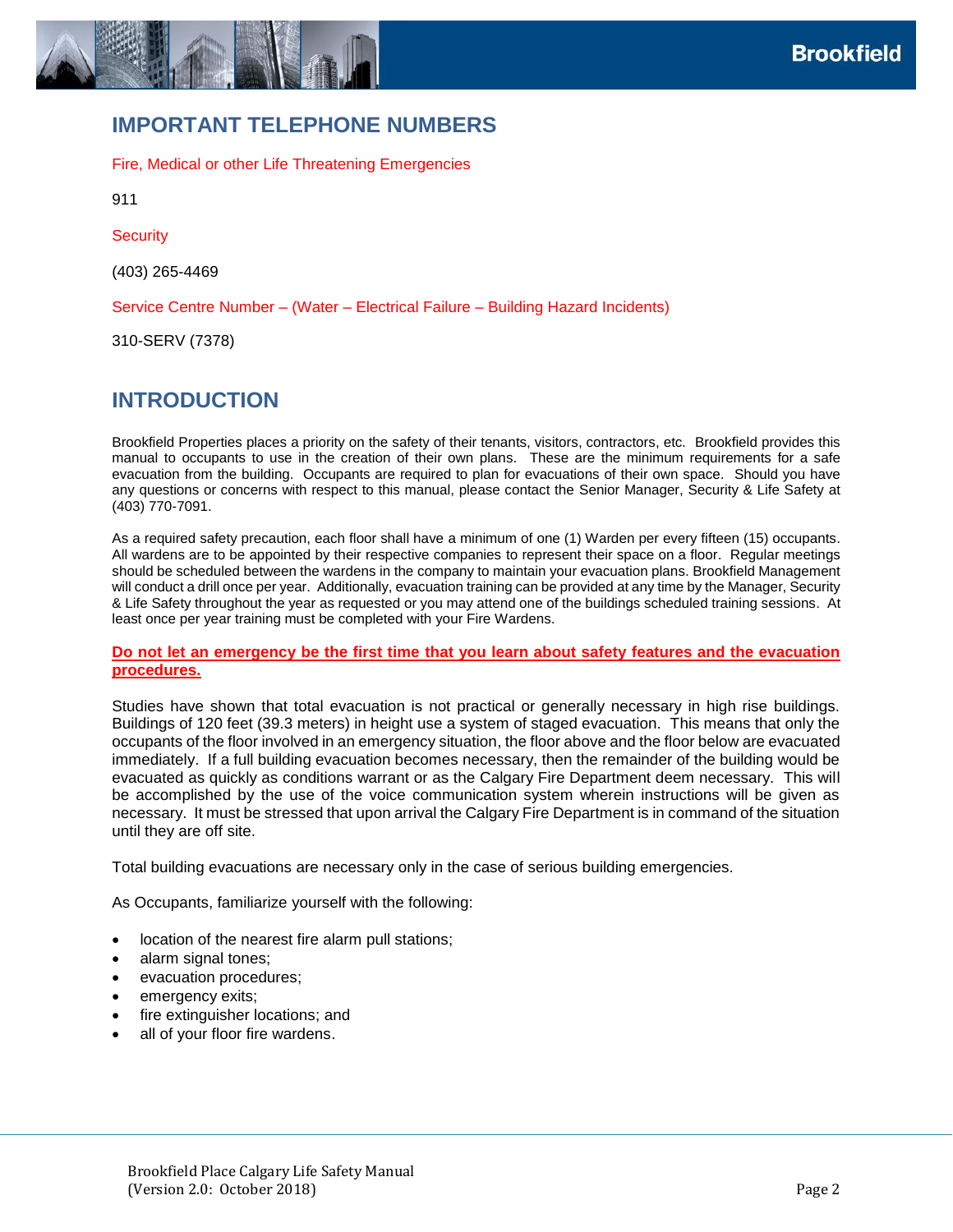## IMPORTANT TELEPHONE NUMBERS

Fire, Medical or other Life Threatening Emergencies

911

Security

(403) 265-4469

Service Centre Number – (Water – Electrical Failure – Building Hazard Incidents)

310-SERV (7378)

## INTRODUCTION

Brookfield Properties places a priority on the safety of their tenants, visitors, contractors, etc. Brookfield provides this manual to occupants to use in the creation of their own plans. These are the minimum requirements for a safe evacuation from the building. Occupants are required to plan for evacuations of their own space. Should you have any questions or concerns with respect to this manual, please contact the Senior Manager, Security & Life Safety at (403) 770-7091.

As a required safety precaution, each floor shall have a minimum of one (1) Warden per every fifteen (15) occupants. All wardens are to be appointed by their respective companies to represent their space on a floor. Regular meetings should be scheduled between the wardens in the company to maintain your evacuation plans. Brookfield Management will conduct a drill once per year. Additionally, evacuation training can be provided at any time by the Manager, Security & Life Safety throughout the year as requested or you may attend one of the buildings scheduled training sessions. At least once per year training must be completed with your Fire Wardens.

**Do not let an emergency be the first time that you learn about safety features and the evacuation procedures.**

Studies have shown that total evacuation is not practical or generally necessary in high rise buildings. Buildings of 120 feet (39.3 meters) in height use a system of staged evacuation. This means that only the occupants of the floor involved in an emergency situation, the floor above and the floor below are evacuated immediately. If a full building evacuation becomes necessary, then the remainder of the building would be evacuated as quickly as conditions warrant or as the Calgary Fire Department deem necessary. This will be accomplished by the use of the voice communication system wherein instructions will be given as necessary. It must be stressed that upon arrival the Calgary Fire Department is in command of the situation until they are off site.

Total building evacuations are necessary only in the case of serious building emergencies.

As Occupants, familiarize yourself with the following:

- location of the nearest fire alarm pull stations;
- alarm signal tones;
- evacuation procedures;
- emergency exits;
- fire extinguisher locations; and
- all of your floor fire wardens.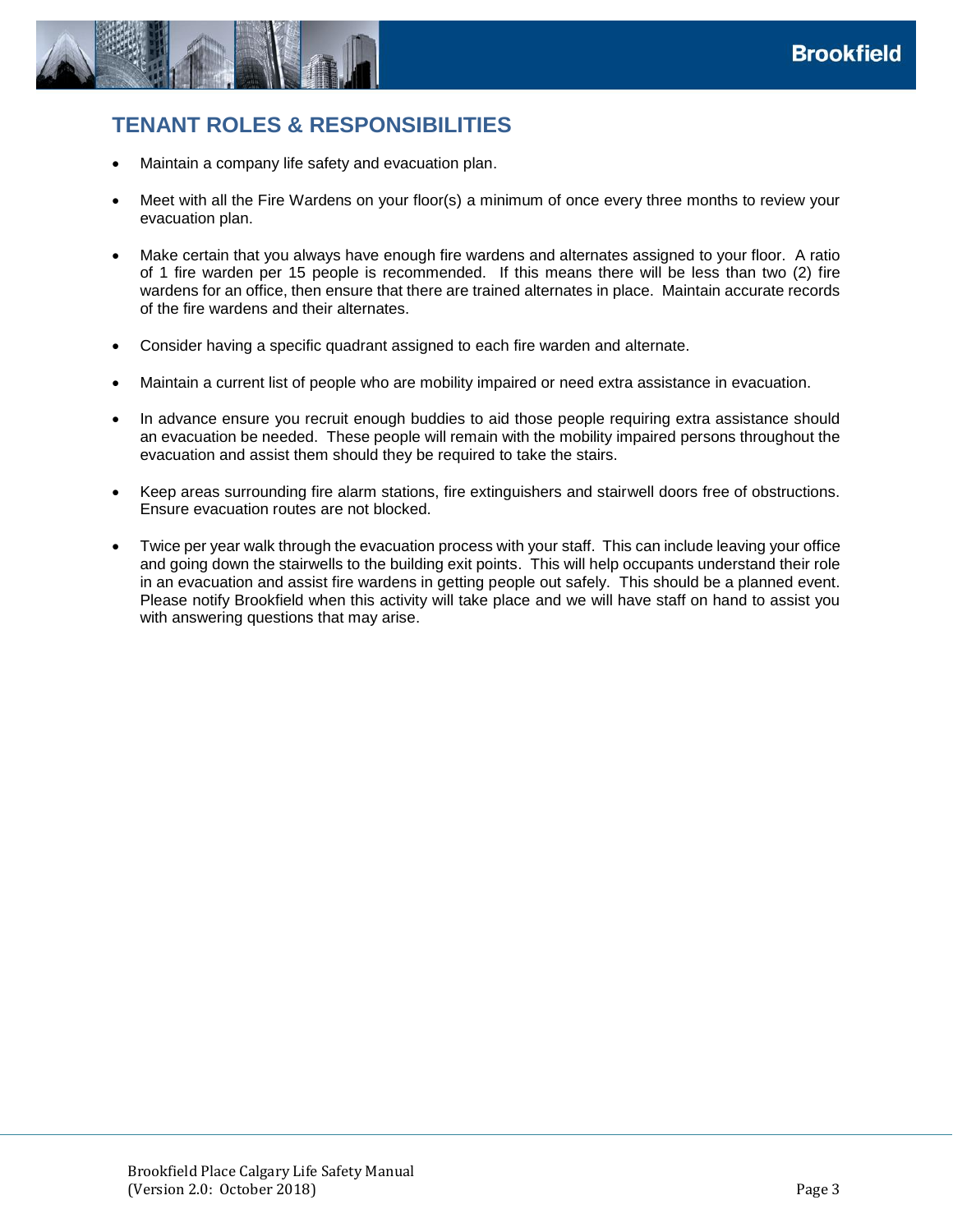## TENANT ROLES & RESPONSIBILITIES

- Maintain a company life safety and evacuation plan.
- Meet with all the Fire Wardens on your floor(s) a minimum of once every three months to review your evacuation plan.
- Make certain that you always have enough fire wardens and alternates assigned to your floor. A ratio of 1 fire warden per 15 people is recommended. If this means there will be less than two (2) fire wardens for an office, then ensure that there are trained alternates in place. Maintain accurate records of the fire wardens and their alternates.
- Consider having a specific quadrant assigned to each fire warden and alternate.
- Maintain a current list of people who are mobility impaired or need extra assistance in evacuation.
- In advance ensure you recruit enough buddies to aid those people requiring extra assistance should an evacuation be needed. These people will remain with the mobility impaired persons throughout the evacuation and assist them should they be required to take the stairs.
- Keep areas surrounding fire alarm stations, fire extinguishers and stairwell doors free of obstructions. Ensure evacuation routes are not blocked.
- Twice per year walk through the evacuation process with your staff. This can include leaving your office and going down the stairwells to the building exit points. This will help occupants understand their role in an evacuation and assist fire wardens in getting people out safely. This should be a planned event. Please notify Brookfield when this activity will take place and we will have staff on hand to assist you with answering questions that may arise.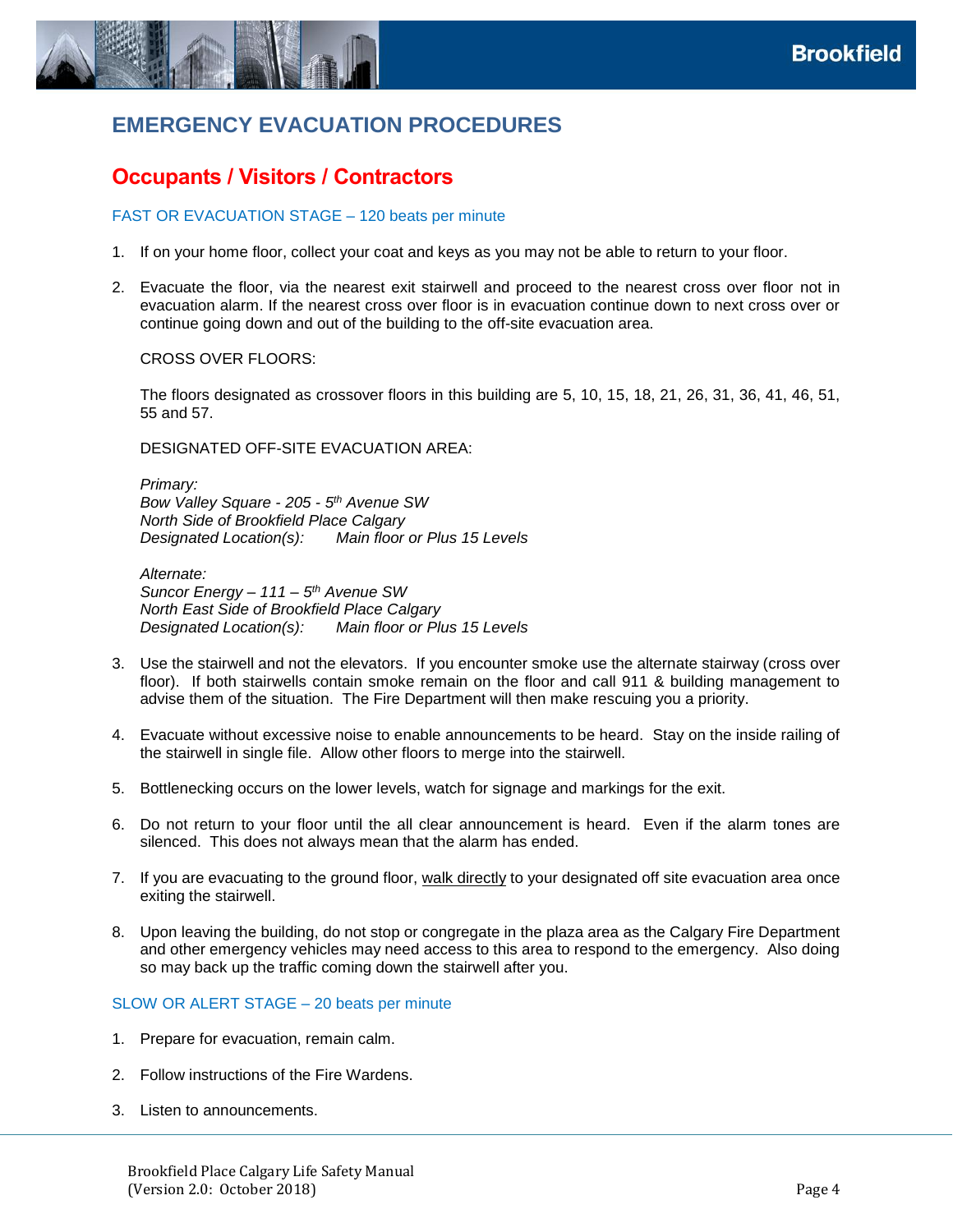# EMERGENCY EVACUATION PROCEDURES

## Occupants / Visitors / Contractors

### FAST OR EVACUATION STAGE – 120 beats per minute

1. If on your home floor, collect your coat and keys as you may not be able to return to your floor.

2. Evacuate the floor, via the nearest exit stairwell and proceed to the nearest cross over floor not in evacuation alarm. If the nearest cross over floor is in evacuation continue down to next cross over or continue going down and out of the building to the off-site evacuation area.

   CROSS OVER FLOORS:

   The floors designated as crossover floors in this building are 5, 10, 15, 18, 21, 26, 31, 36, 41, 46, 51, 55 and 57.

   DESIGNATED OFF-SITE EVACUATION AREA:

   *Primary:*
   *Bow Valley Square - 205 - 5th Avenue SW*
   *North Side of Brookfield Place Calgary*
   *Designated Location(s): Main floor or Plus 15 Levels*

   *Alternate:*
   *Suncor Energy – 111 – 5th Avenue SW*
   *North East Side of Brookfield Place Calgary*
   *Designated Location(s): Main floor or Plus 15 Levels*

3. Use the stairwell and not the elevators. If you encounter smoke use the alternate stairway (cross over floor). If both stairwells contain smoke remain on the floor and call 911 & building management to advise them of the situation. The Fire Department will then make rescuing you a priority.

4. Evacuate without excessive noise to enable announcements to be heard. Stay on the inside railing of the stairwell in single file. Allow other floors to merge into the stairwell.

5. Bottlenecking occurs on the lower levels, watch for signage and markings for the exit.

6. Do not return to your floor until the all clear announcement is heard. Even if the alarm tones are silenced. This does not always mean that the alarm has ended.

7. If you are evacuating to the ground floor, walk directly to your designated off site evacuation area once exiting the stairwell.

8. Upon leaving the building, do not stop or congregate in the plaza area as the Calgary Fire Department and other emergency vehicles may need access to this area to respond to the emergency. Also doing so may back up the traffic coming down the stairwell after you.

### SLOW OR ALERT STAGE – 20 beats per minute

1. Prepare for evacuation, remain calm.

2. Follow instructions of the Fire Wardens.

3. Listen to announcements.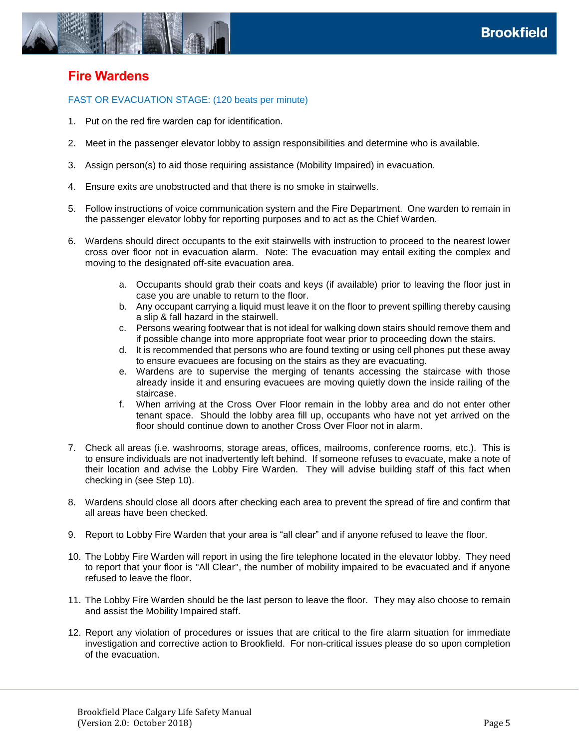## Fire Wardens

FAST OR EVACUATION STAGE: (120 beats per minute)

1. Put on the red fire warden cap for identification.

2. Meet in the passenger elevator lobby to assign responsibilities and determine who is available.

3. Assign person(s) to aid those requiring assistance (Mobility Impaired) in evacuation.

4. Ensure exits are unobstructed and that there is no smoke in stairwells.

5. Follow instructions of voice communication system and the Fire Department. One warden to remain in the passenger elevator lobby for reporting purposes and to act as the Chief Warden.

6. Wardens should direct occupants to the exit stairwells with instruction to proceed to the nearest lower cross over floor not in evacuation alarm. Note: The evacuation may entail exiting the complex and moving to the designated off-site evacuation area.

   a. Occupants should grab their coats and keys (if available) prior to leaving the floor just in case you are unable to return to the floor.
   b. Any occupant carrying a liquid must leave it on the floor to prevent spilling thereby causing a slip & fall hazard in the stairwell.
   c. Persons wearing footwear that is not ideal for walking down stairs should remove them and if possible change into more appropriate foot wear prior to proceeding down the stairs.
   d. It is recommended that persons who are found texting or using cell phones put these away to ensure evacuees are focusing on the stairs as they are evacuating.
   e. Wardens are to supervise the merging of tenants accessing the staircase with those already inside it and ensuring evacuees are moving quietly down the inside railing of the staircase.
   f. When arriving at the Cross Over Floor remain in the lobby area and do not enter other tenant space. Should the lobby area fill up, occupants who have not yet arrived on the floor should continue down to another Cross Over Floor not in alarm.

7. Check all areas (i.e. washrooms, storage areas, offices, mailrooms, conference rooms, etc.). This is to ensure individuals are not inadvertently left behind. If someone refuses to evacuate, make a note of their location and advise the Lobby Fire Warden. They will advise building staff of this fact when checking in (see Step 10).

8. Wardens should close all doors after checking each area to prevent the spread of fire and confirm that all areas have been checked.

9. Report to Lobby Fire Warden that your area is "all clear" and if anyone refused to leave the floor.

10. The Lobby Fire Warden will report in using the fire telephone located in the elevator lobby. They need to report that your floor is "All Clear", the number of mobility impaired to be evacuated and if anyone refused to leave the floor.

11. The Lobby Fire Warden should be the last person to leave the floor. They may also choose to remain and assist the Mobility Impaired staff.

12. Report any violation of procedures or issues that are critical to the fire alarm situation for immediate investigation and corrective action to Brookfield. For non-critical issues please do so upon completion of the evacuation.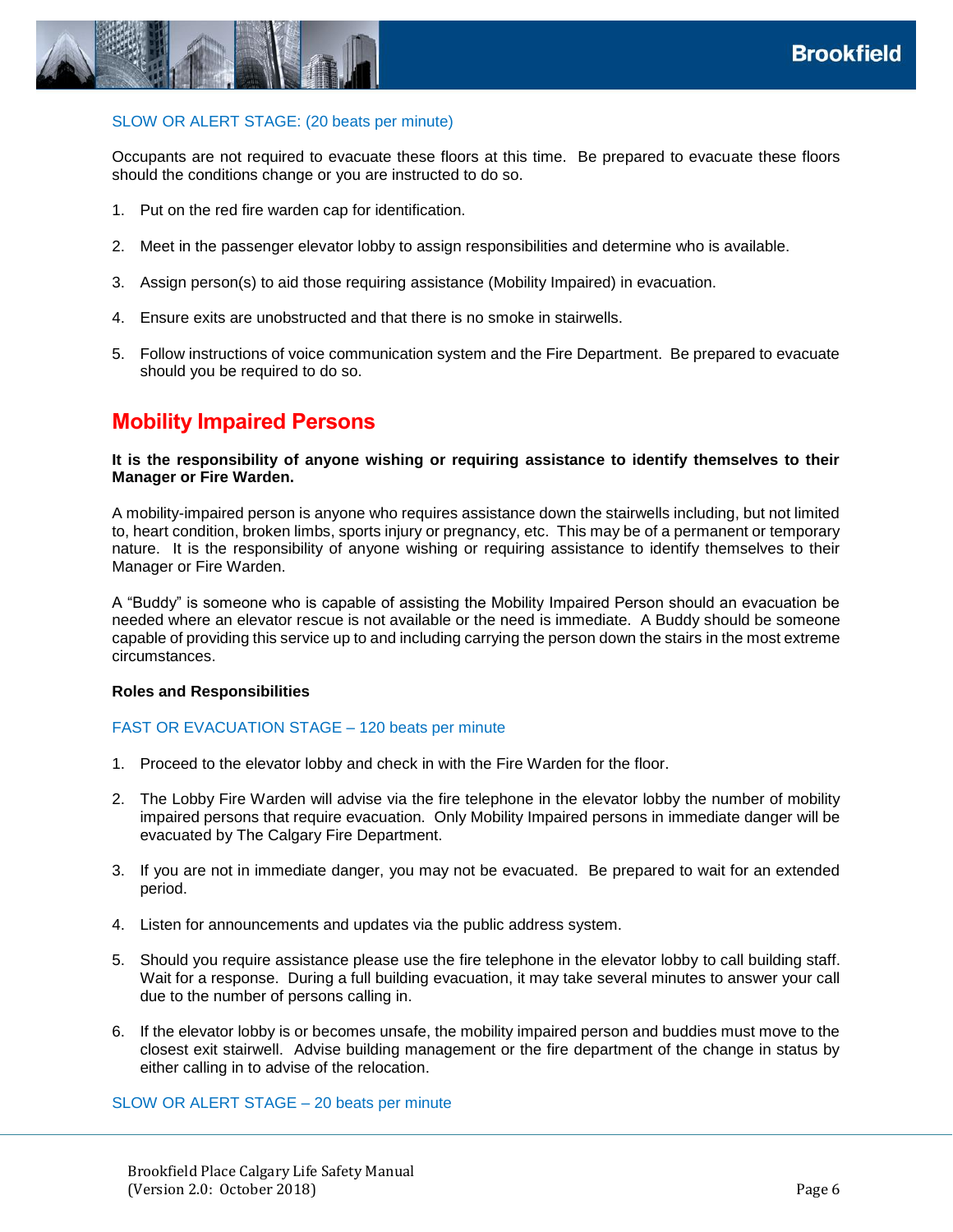SLOW OR ALERT STAGE: (20 beats per minute)

Occupants are not required to evacuate these floors at this time. Be prepared to evacuate these floors should the conditions change or you are instructed to do so.

1. Put on the red fire warden cap for identification.

2. Meet in the passenger elevator lobby to assign responsibilities and determine who is available.

3. Assign person(s) to aid those requiring assistance (Mobility Impaired) in evacuation.

4. Ensure exits are unobstructed and that there is no smoke in stairwells.

5. Follow instructions of voice communication system and the Fire Department. Be prepared to evacuate should you be required to do so.

## Mobility Impaired Persons

**It is the responsibility of anyone wishing or requiring assistance to identify themselves to their Manager or Fire Warden.**

A mobility-impaired person is anyone who requires assistance down the stairwells including, but not limited to, heart condition, broken limbs, sports injury or pregnancy, etc. This may be of a permanent or temporary nature. It is the responsibility of anyone wishing or requiring assistance to identify themselves to their Manager or Fire Warden.

A “Buddy” is someone who is capable of assisting the Mobility Impaired Person should an evacuation be needed where an elevator rescue is not available or the need is immediate. A Buddy should be someone capable of providing this service up to and including carrying the person down the stairs in the most extreme circumstances.

**Roles and Responsibilities**

FAST OR EVACUATION STAGE – 120 beats per minute

1. Proceed to the elevator lobby and check in with the Fire Warden for the floor.

2. The Lobby Fire Warden will advise via the fire telephone in the elevator lobby the number of mobility impaired persons that require evacuation. Only Mobility Impaired persons in immediate danger will be evacuated by The Calgary Fire Department.

3. If you are not in immediate danger, you may not be evacuated. Be prepared to wait for an extended period.

4. Listen for announcements and updates via the public address system.

5. Should you require assistance please use the fire telephone in the elevator lobby to call building staff. Wait for a response. During a full building evacuation, it may take several minutes to answer your call due to the number of persons calling in.

6. If the elevator lobby is or becomes unsafe, the mobility impaired person and buddies must move to the closest exit stairwell. Advise building management or the fire department of the change in status by either calling in to advise of the relocation.

SLOW OR ALERT STAGE – 20 beats per minute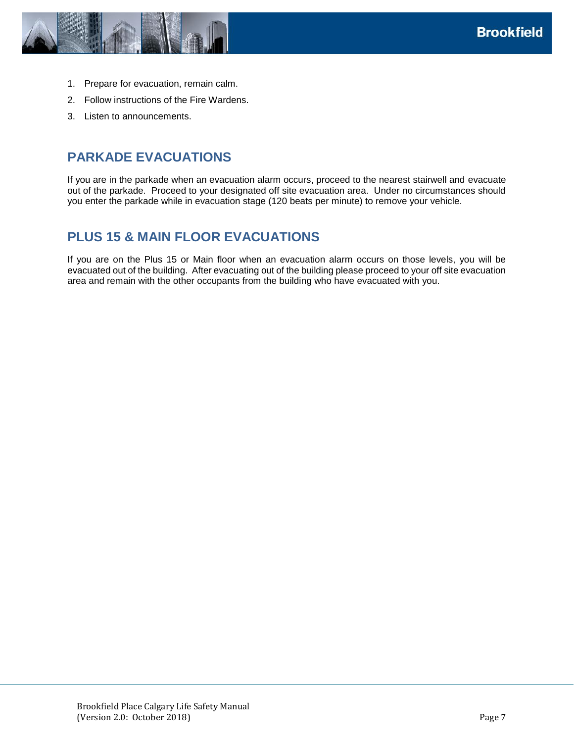1. Prepare for evacuation, remain calm.
2. Follow instructions of the Fire Wardens.
3. Listen to announcements.

## PARKADE EVACUATIONS

If you are in the parkade when an evacuation alarm occurs, proceed to the nearest stairwell and evacuate out of the parkade. Proceed to your designated off site evacuation area. Under no circumstances should you enter the parkade while in evacuation stage (120 beats per minute) to remove your vehicle.

## PLUS 15 & MAIN FLOOR EVACUATIONS

If you are on the Plus 15 or Main floor when an evacuation alarm occurs on those levels, you will be evacuated out of the building. After evacuating out of the building please proceed to your off site evacuation area and remain with the other occupants from the building who have evacuated with you.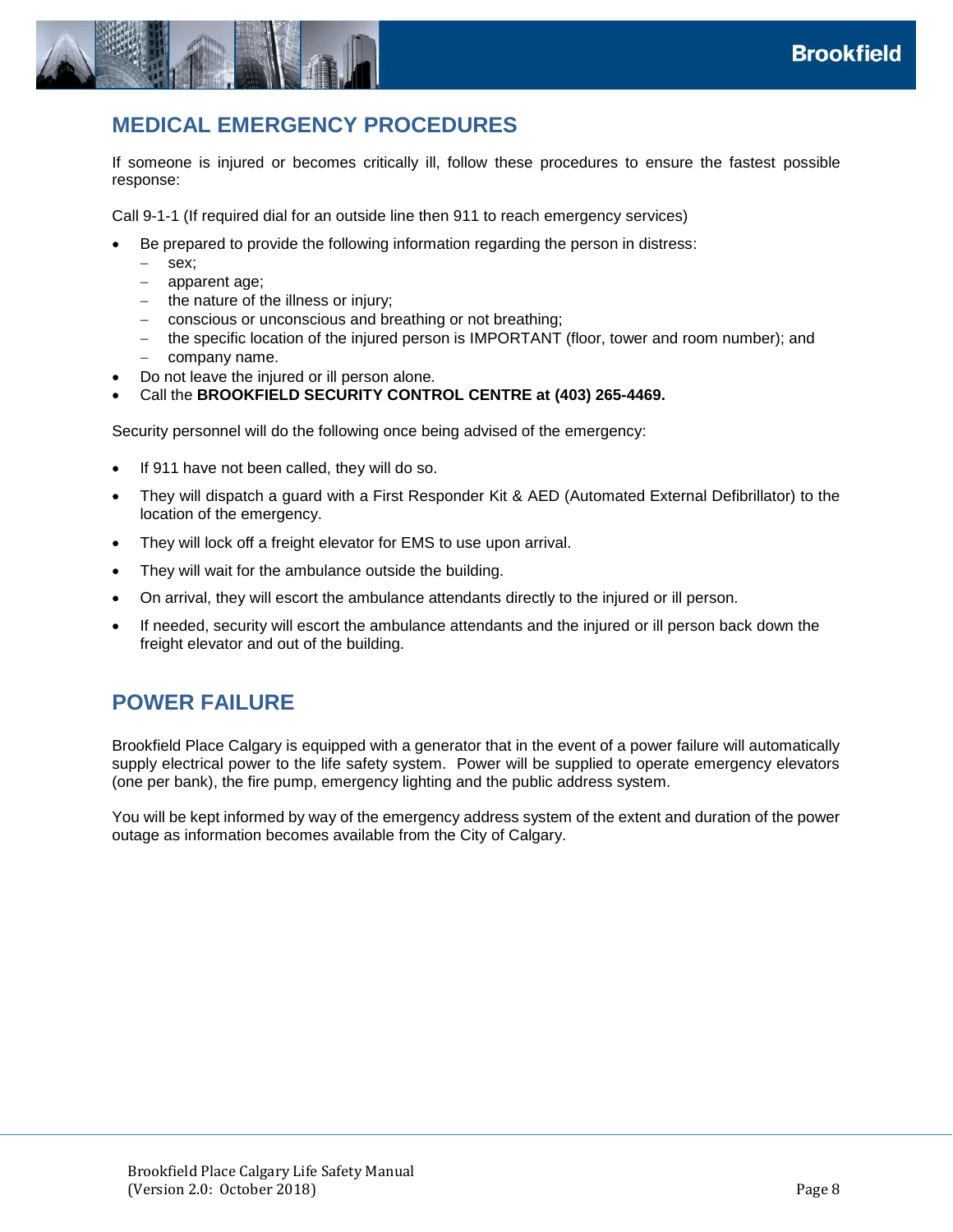## MEDICAL EMERGENCY PROCEDURES

If someone is injured or becomes critically ill, follow these procedures to ensure the fastest possible response:

Call 9-1-1 (If required dial for an outside line then 911 to reach emergency services)

- Be prepared to provide the following information regarding the person in distress:
  - sex;
  - apparent age;
  - the nature of the illness or injury;
  - conscious or unconscious and breathing or not breathing;
  - the specific location of the injured person is IMPORTANT (floor, tower and room number); and
  - company name.
- Do not leave the injured or ill person alone.
- Call the **BROOKFIELD SECURITY CONTROL CENTRE at (403) 265-4469.**

Security personnel will do the following once being advised of the emergency:

- If 911 have not been called, they will do so.
- They will dispatch a guard with a First Responder Kit & AED (Automated External Defibrillator) to the location of the emergency.
- They will lock off a freight elevator for EMS to use upon arrival.
- They will wait for the ambulance outside the building.
- On arrival, they will escort the ambulance attendants directly to the injured or ill person.
- If needed, security will escort the ambulance attendants and the injured or ill person back down the freight elevator and out of the building.

## POWER FAILURE

Brookfield Place Calgary is equipped with a generator that in the event of a power failure will automatically supply electrical power to the life safety system. Power will be supplied to operate emergency elevators (one per bank), the fire pump, emergency lighting and the public address system.

You will be kept informed by way of the emergency address system of the extent and duration of the power outage as information becomes available from the City of Calgary.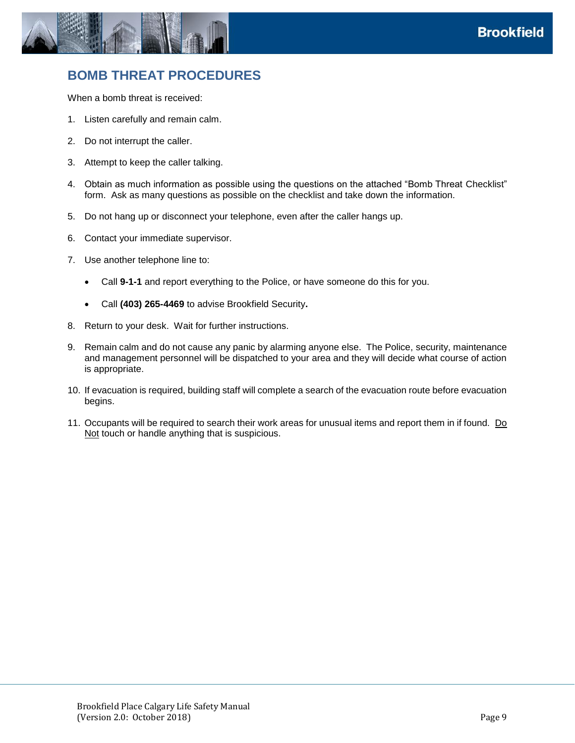## BOMB THREAT PROCEDURES

When a bomb threat is received:

1. Listen carefully and remain calm.
2. Do not interrupt the caller.
3. Attempt to keep the caller talking.
4. Obtain as much information as possible using the questions on the attached "Bomb Threat Checklist" form. Ask as many questions as possible on the checklist and take down the information.
5. Do not hang up or disconnect your telephone, even after the caller hangs up.
6. Contact your immediate supervisor.
7. Use another telephone line to:
   - Call **9-1-1** and report everything to the Police, or have someone do this for you.
   - Call **(403) 265-4469** to advise Brookfield Security**.**
8. Return to your desk. Wait for further instructions.
9. Remain calm and do not cause any panic by alarming anyone else. The Police, security, maintenance and management personnel will be dispatched to your area and they will decide what course of action is appropriate.
10. If evacuation is required, building staff will complete a search of the evacuation route before evacuation begins.
11. Occupants will be required to search their work areas for unusual items and report them in if found. <u>Do Not</u> touch or handle anything that is suspicious.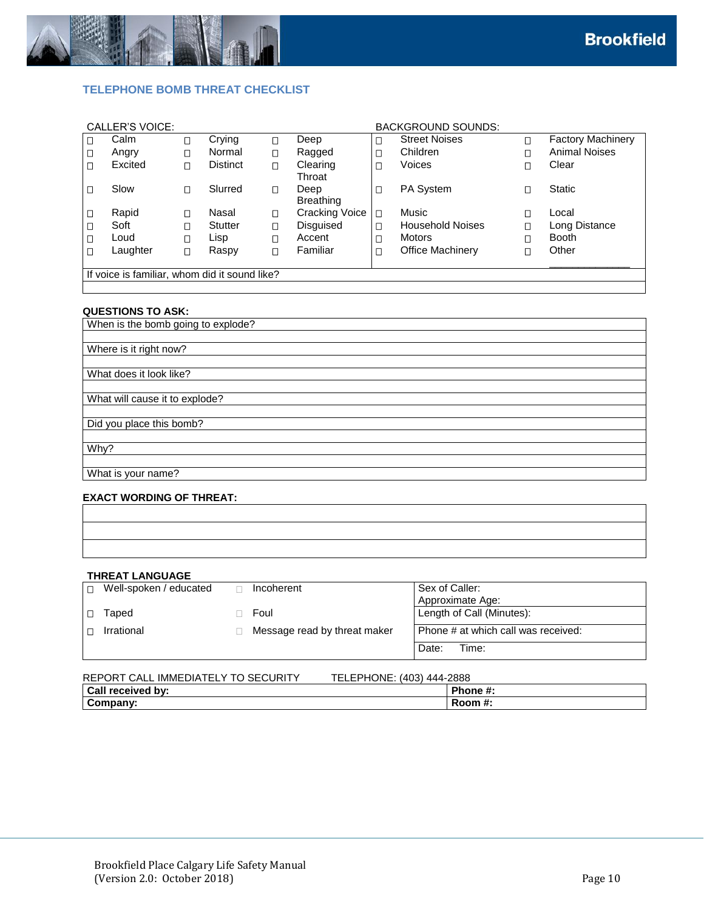## TELEPHONE BOMB THREAT CHECKLIST

| CALLER'S VOICE: | | | BACKGROUND SOUNDS: | |
|---|---|---|---|---|
| ☐ Calm | ☐ Crying | ☐ Deep | ☐ Street Noises | ☐ Factory Machinery |
| ☐ Angry | ☐ Normal | ☐ Ragged | ☐ Children | ☐ Animal Noises |
| ☐ Excited | ☐ Distinct | ☐ Clearing Throat | ☐ Voices | ☐ Clear |
| ☐ Slow | ☐ Slurred | ☐ Deep Breathing | ☐ PA System | ☐ Static |
| ☐ Rapid | ☐ Nasal | ☐ Cracking Voice | ☐ Music | ☐ Local |
| ☐ Soft | ☐ Stutter | ☐ Disguised | ☐ Household Noises | ☐ Long Distance |
| ☐ Loud | ☐ Lisp | ☐ Accent | ☐ Motors | ☐ Booth |
| ☐ Laughter | ☐ Raspy | ☐ Familiar | ☐ Office Machinery | ☐ Other ______________ |
| If voice is familiar, whom did it sound like? | | | | |
| | | | | |

**QUESTIONS TO ASK:**

| |
|---|
| When is the bomb going to explode? |
| |
| Where is it right now? |
| |
| What does it look like? |
| |
| What will cause it to explode? |
| |
| Did you place this bomb? |
| |
| Why? |
| |
| What is your name? |

**EXACT WORDING OF THREAT:**

| |
|---|
| |
| |
| |

**THREAT LANGUAGE**

| | | |
|---|---|---|
| ☐ Well-spoken / educated | ☐ Incoherent | Sex of Caller:<br>Approximate Age: |
| ☐ Taped | ☐ Foul | Length of Call (Minutes): |
| ☐ Irrational | ☐ Message read by threat maker | Phone # at which call was received: |
| | | Date: Time: |

REPORT CALL IMMEDIATELY TO SECURITY TELEPHONE: (403) 444-2888

| | |
|---|---|
| **Call received by:** | **Phone #:** |
| **Company:** | **Room #:** |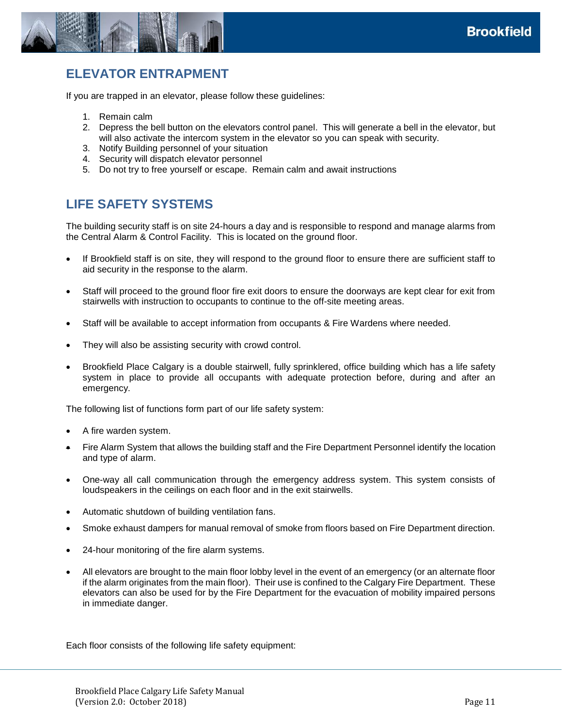## ELEVATOR ENTRAPMENT

If you are trapped in an elevator, please follow these guidelines:

1. Remain calm
2. Depress the bell button on the elevators control panel. This will generate a bell in the elevator, but will also activate the intercom system in the elevator so you can speak with security.
3. Notify Building personnel of your situation
4. Security will dispatch elevator personnel
5. Do not try to free yourself or escape. Remain calm and await instructions

## LIFE SAFETY SYSTEMS

The building security staff is on site 24-hours a day and is responsible to respond and manage alarms from the Central Alarm & Control Facility. This is located on the ground floor.

- If Brookfield staff is on site, they will respond to the ground floor to ensure there are sufficient staff to aid security in the response to the alarm.
- Staff will proceed to the ground floor fire exit doors to ensure the doorways are kept clear for exit from stairwells with instruction to occupants to continue to the off-site meeting areas.
- Staff will be available to accept information from occupants & Fire Wardens where needed.
- They will also be assisting security with crowd control.
- Brookfield Place Calgary is a double stairwell, fully sprinklered, office building which has a life safety system in place to provide all occupants with adequate protection before, during and after an emergency.

The following list of functions form part of our life safety system:

- A fire warden system.
- Fire Alarm System that allows the building staff and the Fire Department Personnel identify the location and type of alarm.
- One-way all call communication through the emergency address system. This system consists of loudspeakers in the ceilings on each floor and in the exit stairwells.
- Automatic shutdown of building ventilation fans.
- Smoke exhaust dampers for manual removal of smoke from floors based on Fire Department direction.
- 24-hour monitoring of the fire alarm systems.
- All elevators are brought to the main floor lobby level in the event of an emergency (or an alternate floor if the alarm originates from the main floor). Their use is confined to the Calgary Fire Department. These elevators can also be used for by the Fire Department for the evacuation of mobility impaired persons in immediate danger.

Each floor consists of the following life safety equipment: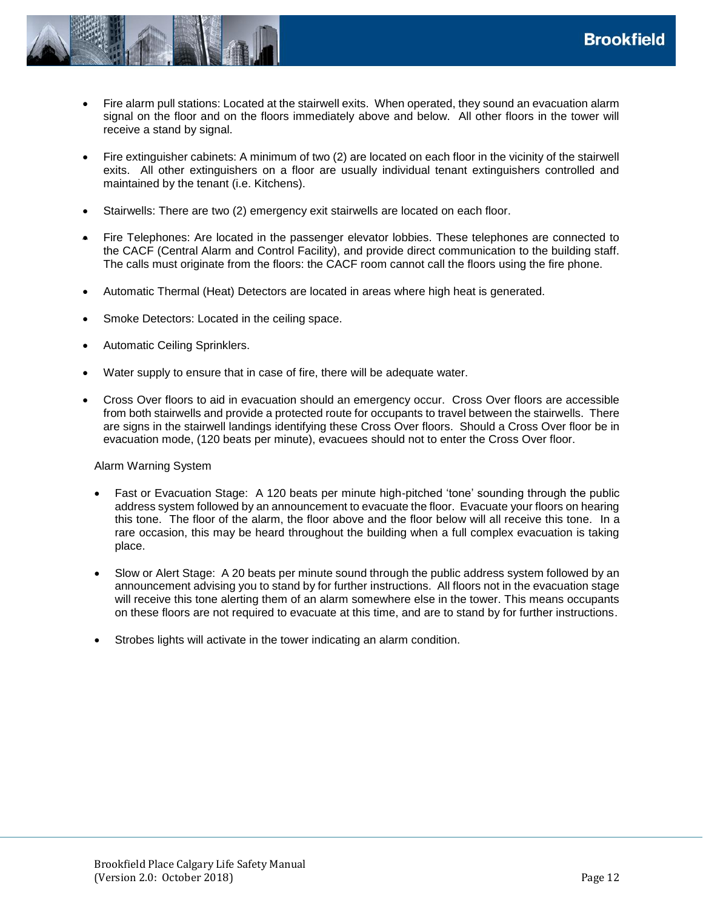- Fire alarm pull stations: Located at the stairwell exits. When operated, they sound an evacuation alarm signal on the floor and on the floors immediately above and below. All other floors in the tower will receive a stand by signal.

- Fire extinguisher cabinets: A minimum of two (2) are located on each floor in the vicinity of the stairwell exits. All other extinguishers on a floor are usually individual tenant extinguishers controlled and maintained by the tenant (i.e. Kitchens).

- Stairwells: There are two (2) emergency exit stairwells are located on each floor.

- Fire Telephones: Are located in the passenger elevator lobbies. These telephones are connected to the CACF (Central Alarm and Control Facility), and provide direct communication to the building staff. The calls must originate from the floors: the CACF room cannot call the floors using the fire phone.

- Automatic Thermal (Heat) Detectors are located in areas where high heat is generated.

- Smoke Detectors: Located in the ceiling space.

- Automatic Ceiling Sprinklers.

- Water supply to ensure that in case of fire, there will be adequate water.

- Cross Over floors to aid in evacuation should an emergency occur. Cross Over floors are accessible from both stairwells and provide a protected route for occupants to travel between the stairwells. There are signs in the stairwell landings identifying these Cross Over floors. Should a Cross Over floor be in evacuation mode, (120 beats per minute), evacuees should not to enter the Cross Over floor.

Alarm Warning System

- Fast or Evacuation Stage: A 120 beats per minute high-pitched 'tone' sounding through the public address system followed by an announcement to evacuate the floor. Evacuate your floors on hearing this tone. The floor of the alarm, the floor above and the floor below will all receive this tone. In a rare occasion, this may be heard throughout the building when a full complex evacuation is taking place.

- Slow or Alert Stage: A 20 beats per minute sound through the public address system followed by an announcement advising you to stand by for further instructions. All floors not in the evacuation stage will receive this tone alerting them of an alarm somewhere else in the tower. This means occupants on these floors are not required to evacuate at this time, and are to stand by for further instructions.

- Strobes lights will activate in the tower indicating an alarm condition.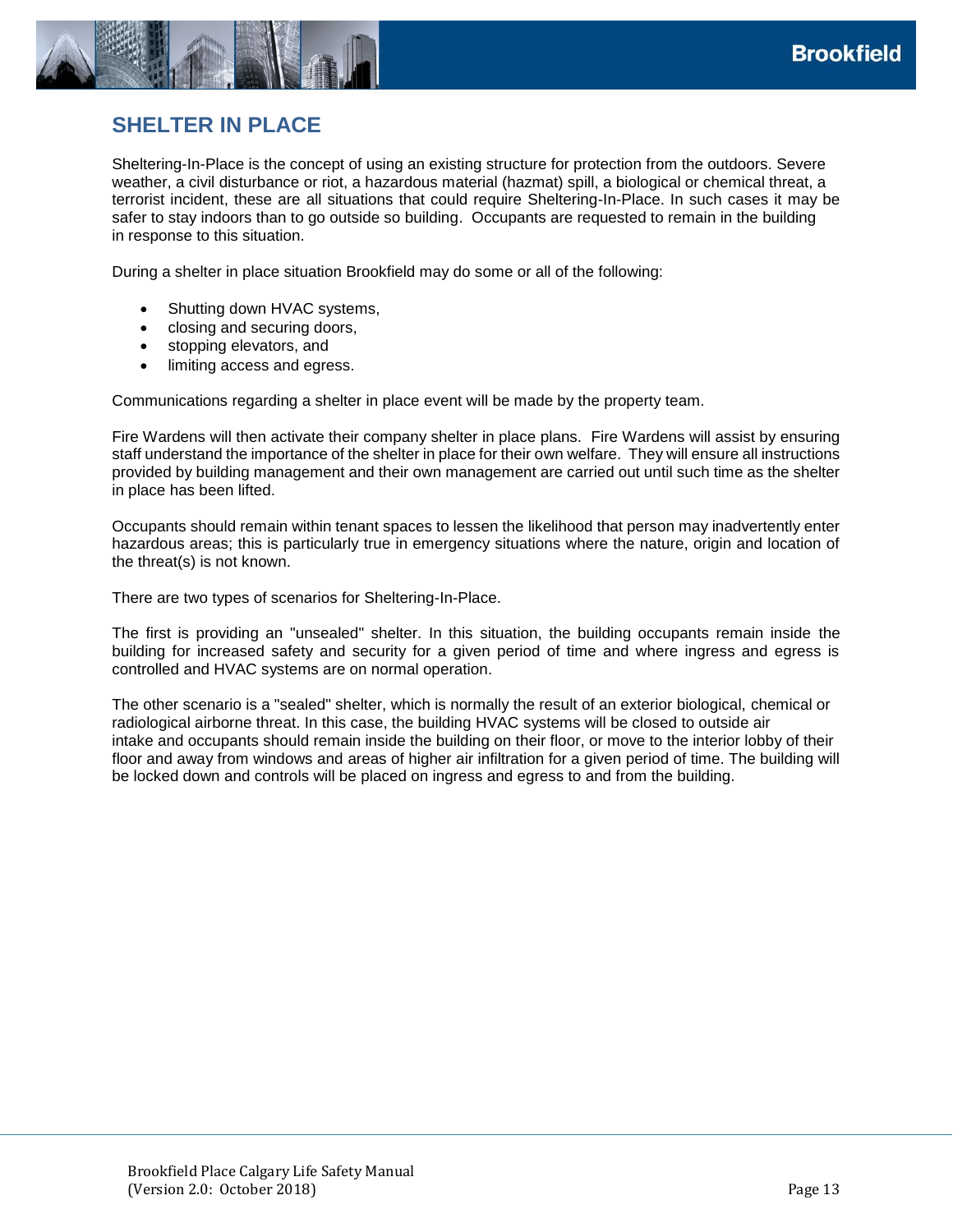## SHELTER IN PLACE

Sheltering-In-Place is the concept of using an existing structure for protection from the outdoors. Severe weather, a civil disturbance or riot, a hazardous material (hazmat) spill, a biological or chemical threat, a terrorist incident, these are all situations that could require Sheltering-In-Place. In such cases it may be safer to stay indoors than to go outside so building. Occupants are requested to remain in the building in response to this situation.

During a shelter in place situation Brookfield may do some or all of the following:

- Shutting down HVAC systems,
- closing and securing doors,
- stopping elevators, and
- limiting access and egress.

Communications regarding a shelter in place event will be made by the property team.

Fire Wardens will then activate their company shelter in place plans. Fire Wardens will assist by ensuring staff understand the importance of the shelter in place for their own welfare. They will ensure all instructions provided by building management and their own management are carried out until such time as the shelter in place has been lifted.

Occupants should remain within tenant spaces to lessen the likelihood that person may inadvertently enter hazardous areas; this is particularly true in emergency situations where the nature, origin and location of the threat(s) is not known.

There are two types of scenarios for Sheltering-In-Place.

The first is providing an "unsealed" shelter. In this situation, the building occupants remain inside the building for increased safety and security for a given period of time and where ingress and egress is controlled and HVAC systems are on normal operation.

The other scenario is a "sealed" shelter, which is normally the result of an exterior biological, chemical or radiological airborne threat. In this case, the building HVAC systems will be closed to outside air intake and occupants should remain inside the building on their floor, or move to the interior lobby of their floor and away from windows and areas of higher air infiltration for a given period of time. The building will be locked down and controls will be placed on ingress and egress to and from the building.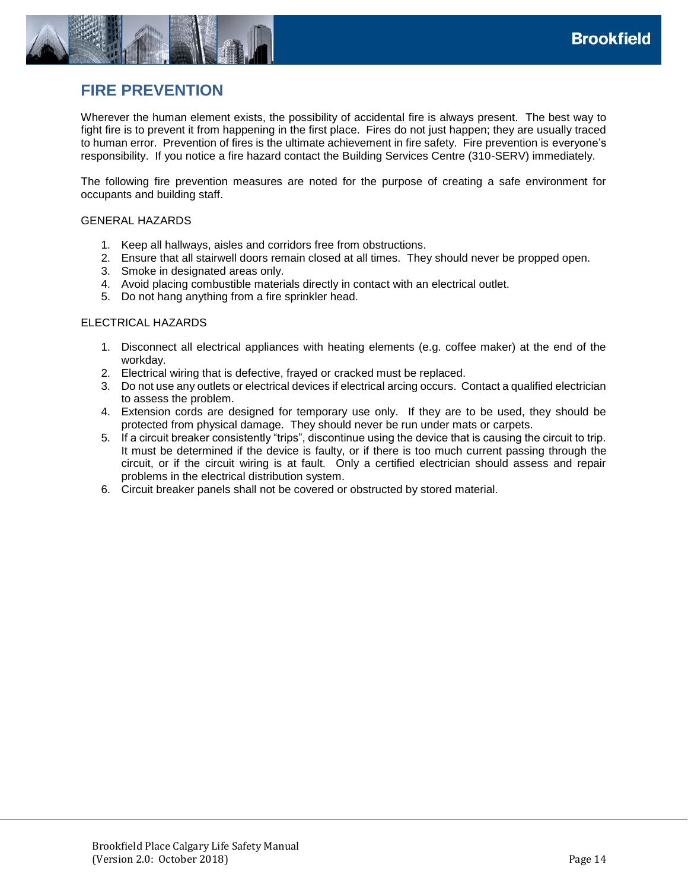## FIRE PREVENTION

Wherever the human element exists, the possibility of accidental fire is always present. The best way to fight fire is to prevent it from happening in the first place. Fires do not just happen; they are usually traced to human error. Prevention of fires is the ultimate achievement in fire safety. Fire prevention is everyone's responsibility. If you notice a fire hazard contact the Building Services Centre (310-SERV) immediately.

The following fire prevention measures are noted for the purpose of creating a safe environment for occupants and building staff.

GENERAL HAZARDS

1. Keep all hallways, aisles and corridors free from obstructions.
2. Ensure that all stairwell doors remain closed at all times. They should never be propped open.
3. Smoke in designated areas only.
4. Avoid placing combustible materials directly in contact with an electrical outlet.
5. Do not hang anything from a fire sprinkler head.

ELECTRICAL HAZARDS

1. Disconnect all electrical appliances with heating elements (e.g. coffee maker) at the end of the workday.
2. Electrical wiring that is defective, frayed or cracked must be replaced.
3. Do not use any outlets or electrical devices if electrical arcing occurs. Contact a qualified electrician to assess the problem.
4. Extension cords are designed for temporary use only. If they are to be used, they should be protected from physical damage. They should never be run under mats or carpets.
5. If a circuit breaker consistently "trips", discontinue using the device that is causing the circuit to trip. It must be determined if the device is faulty, or if there is too much current passing through the circuit, or if the circuit wiring is at fault. Only a certified electrician should assess and repair problems in the electrical distribution system.
6. Circuit breaker panels shall not be covered or obstructed by stored material.